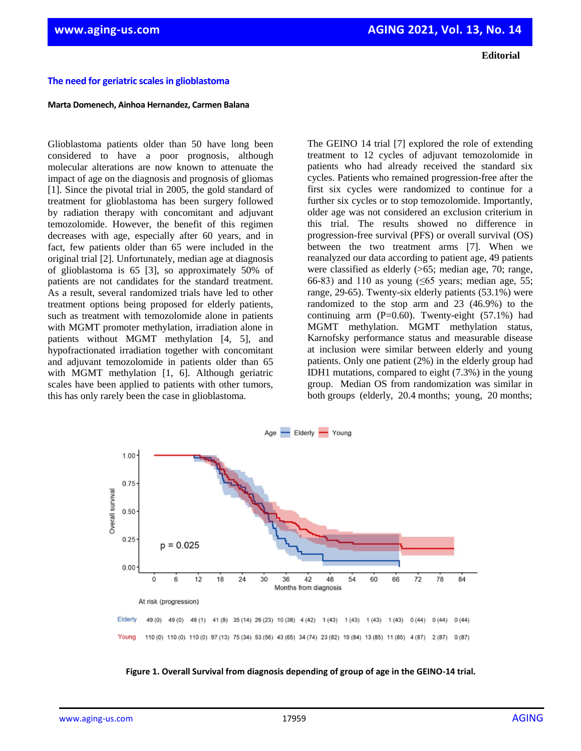**Editorial**

# The need for geriatric scales in glioblastoma

**Marta Domenech, Ainhoa Hernandez, Carmen Balana**

Glioblastoma patients older than 50 have long been considered to have a poor prognosis, although molecular alterations are now known to attenuate the impact of age on the diagnosis and prognosis of gliomas [1]. Since the pivotal trial in 2005, the gold standard of treatment for glioblastoma has been surgery followed by radiation therapy with concomitant and adjuvant temozolomide. However, the benefit of this regimen decreases with age, especially after 60 years, and in fact, few patients older than 65 were included in the original trial [2]. Unfortunately, median age at diagnosis of glioblastoma is 65 [3], so approximately 50% of patients are not candidates for the standard treatment. As a result, several randomized trials have led to other treatment options being proposed for elderly patients, such as treatment with temozolomide alone in patients with MGMT promoter methylation, irradiation alone in patients without MGMT methylation [4, 5], and hypofractionated irradiation together with concomitant and adjuvant temozolomide in patients older than 65 with MGMT methylation [1, 6]. Although geriatric scales have been applied to patients with other tumors, this has only rarely been the case in glioblastoma.

The GEINO 14 trial [7] explored the role of extending treatment to 12 cycles of adjuvant temozolomide in patients who had already received the standard six cycles. Patients who remained progression-free after the first six cycles were randomized to continue for a further six cycles or to stop temozolomide. Importantly, older age was not considered an exclusion criterium in this trial. The results showed no difference in progression-free survival (PFS) or overall survival (OS) between the two treatment arms [7]. When we reanalyzed our data according to patient age, 49 patients were classified as elderly (>65; median age, 70; range, 66-83) and 110 as young (≤65 years; median age, 55; range, 29-65). Twenty-six elderly patients (53.1%) were randomized to the stop arm and 23 (46.9%) to the continuing arm (P=0.60). Twenty-eight (57.1%) had MGMT methylation. MGMT methylation status, Karnofsky performance status and measurable disease at inclusion were similar between elderly and young patients. Only one patient (2%) in the elderly group had IDH1 mutations, compared to eight (7.3%) in the young group. Median OS from randomization was similar in both groups (elderly, 20.4 months; young, 20 months;

**Figure 1. Overall Survival from diagnosis depending of group of age in the GEINO-14 trial.**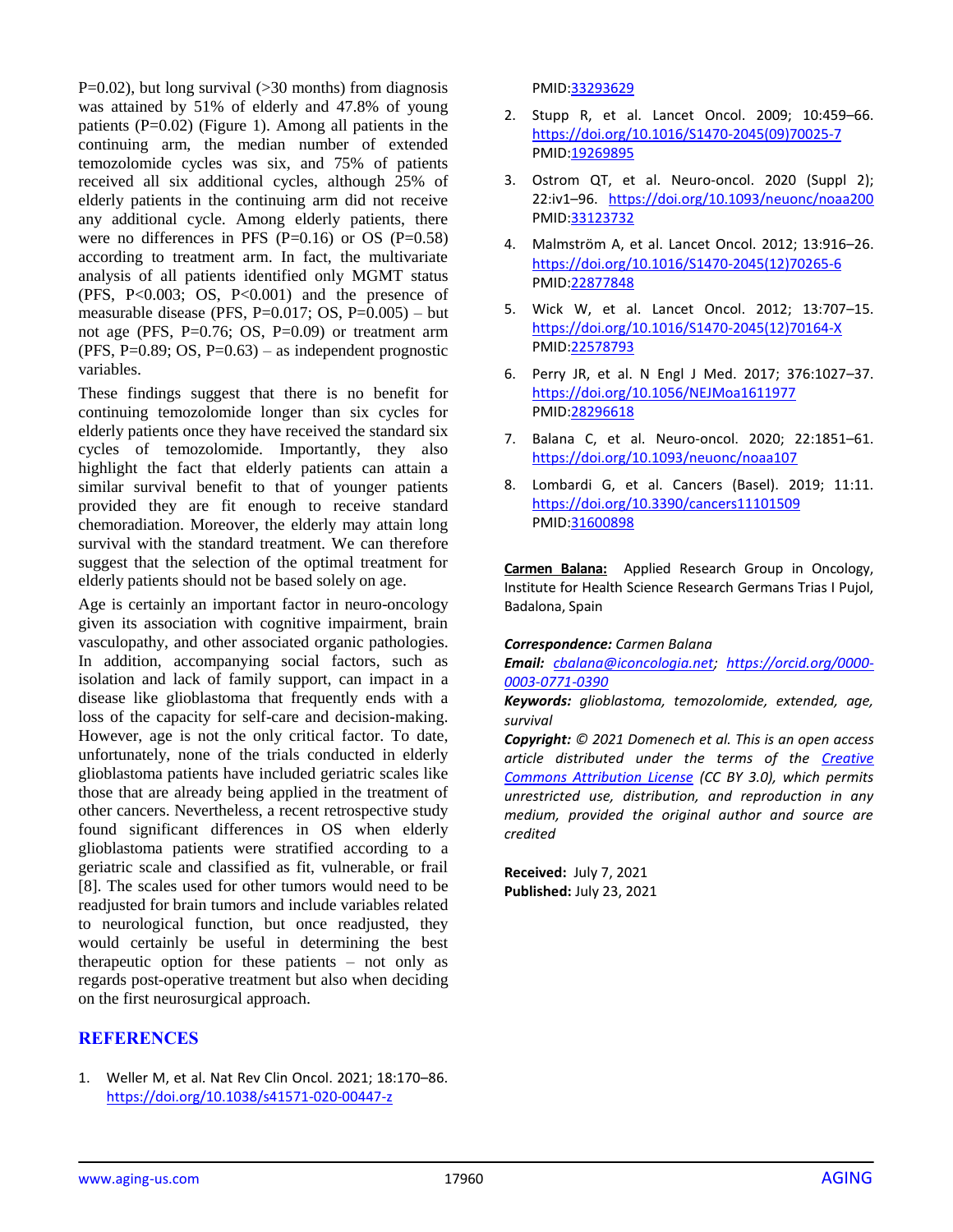P=0.02), but long survival (>30 months) from diagnosis was attained by 51% of elderly and 47.8% of young patients (P=0.02) (Figure 1). Among all patients in the continuing arm, the median number of extended temozolomide cycles was six, and 75% of patients received all six additional cycles, although 25% of elderly patients in the continuing arm did not receive any additional cycle. Among elderly patients, there were no differences in PFS (P=0.16) or OS (P=0.58) according to treatment arm. In fact, the multivariate analysis of all patients identified only MGMT status (PFS, P<0.003; OS, P<0.001) and the presence of measurable disease (PFS, P=0.017; OS, P=0.005) – but not age (PFS, P=0.76; OS, P=0.09) or treatment arm (PFS, P=0.89; OS, P=0.63) – as independent prognostic variables.

These findings suggest that there is no benefit for continuing temozolomide longer than six cycles for elderly patients once they have received the standard six cycles of temozolomide. Importantly, they also highlight the fact that elderly patients can attain a similar survival benefit to that of younger patients provided they are fit enough to receive standard chemoradiation. Moreover, the elderly may attain long survival with the standard treatment. We can therefore suggest that the selection of the optimal treatment for elderly patients should not be based solely on age.

Age is certainly an important factor in neuro-oncology given its association with cognitive impairment, brain vasculopathy, and other associated organic pathologies. In addition, accompanying social factors, such as isolation and lack of family support, can impact in a disease like glioblastoma that frequently ends with a loss of the capacity for self-care and decision-making. However, age is not the only critical factor. To date, unfortunately, none of the trials conducted in elderly glioblastoma patients have included geriatric scales like those that are already being applied in the treatment of other cancers. Nevertheless, a recent retrospective study found significant differences in OS when elderly glioblastoma patients were stratified according to a geriatric scale and classified as fit, vulnerable, or frail [8]. The scales used for other tumors would need to be readjusted for brain tumors and include variables related to neurological function, but once readjusted, they would certainly be useful in determining the best therapeutic option for these patients – not only as regards post-operative treatment but also when deciding on the first neurosurgical approach.

## REFERENCES

1. Weller M, et al. Nat Rev Clin Oncol. 2021; 18:170–86. https://doi.org/10.1038/s41571-020-00447-z PMID:33293629

2. Stupp R, et al. Lancet Oncol. 2009; 10:459–66. https://doi.org/10.1016/S1470-2045(09)70025-7 PMID:19269895

3. Ostrom QT, et al. Neuro-oncol. 2020 (Suppl 2); 22:iv1–96. https://doi.org/10.1093/neuonc/noaa200 PMID:33123732

4. Malmström A, et al. Lancet Oncol. 2012; 13:916–26. https://doi.org/10.1016/S1470-2045(12)70265-6 PMID:22877848

5. Wick W, et al. Lancet Oncol. 2012; 13:707–15. https://doi.org/10.1016/S1470-2045(12)70164-X PMID:22578793

6. Perry JR, et al. N Engl J Med. 2017; 376:1027–37. https://doi.org/10.1056/NEJMoa1611977 PMID:28296618

7. Balana C, et al. Neuro-oncol. 2020; 22:1851–61. https://doi.org/10.1093/neuonc/noaa107

8. Lombardi G, et al. Cancers (Basel). 2019; 11:11. https://doi.org/10.3390/cancers11101509 PMID:31600898

**Carmen Balana:** Applied Research Group in Oncology, Institute for Health Science Research Germans Trias I Pujol, Badalona, Spain

***Correspondence:*** *Carmen Balana*
***Email:*** *cbalana@iconcologia.net; https://orcid.org/0000-0003-0771-0390*
***Keywords:*** *glioblastoma, temozolomide, extended, age, survival*
***Copyright:*** *© 2021 Domenech et al. This is an open access article distributed under the terms of the Creative Commons Attribution License (CC BY 3.0), which permits unrestricted use, distribution, and reproduction in any medium, provided the original author and source are credited*

**Received:** July 7, 2021
**Published:** July 23, 2021